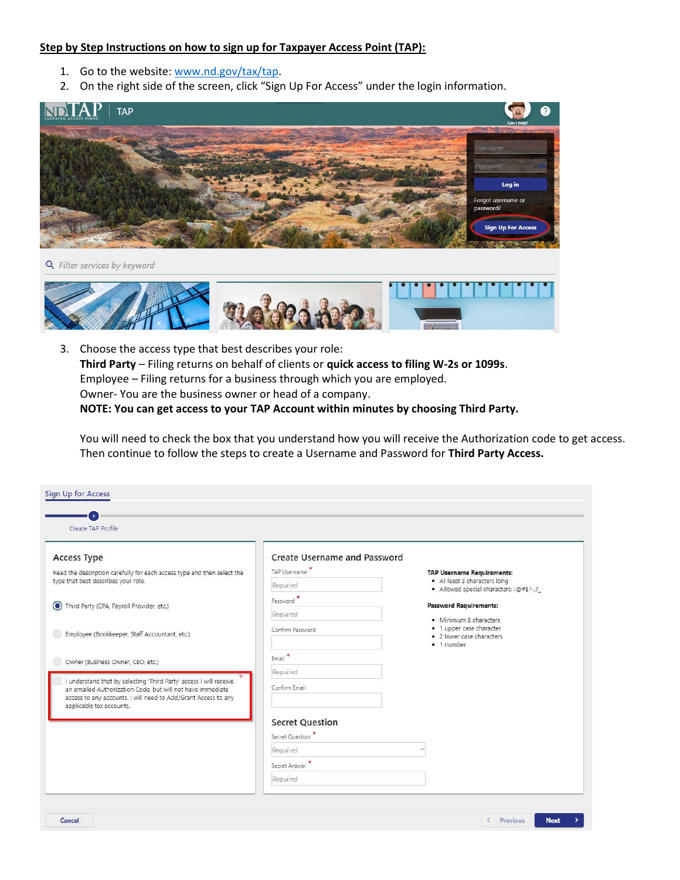**Step by Step Instructions on how to sign up for Taxpayer Access Point (TAP):**

1. Go to the website: www.nd.gov/tax/tap.
2. On the right side of the screen, click "Sign Up For Access" under the login information.
3. Choose the access type that best describes your role:
   **Third Party** – Filing returns on behalf of clients or **quick access to filing W-2s or 1099s**.
   Employee – Filing returns for a business through which you are employed.
   Owner- You are the business owner or head of a company.
   **NOTE: You can get access to your TAP Account within minutes by choosing Third Party.**

   You will need to check the box that you understand how you will receive the Authorization code to get access. Then continue to follow the steps to create a Username and Password for **Third Party Access.**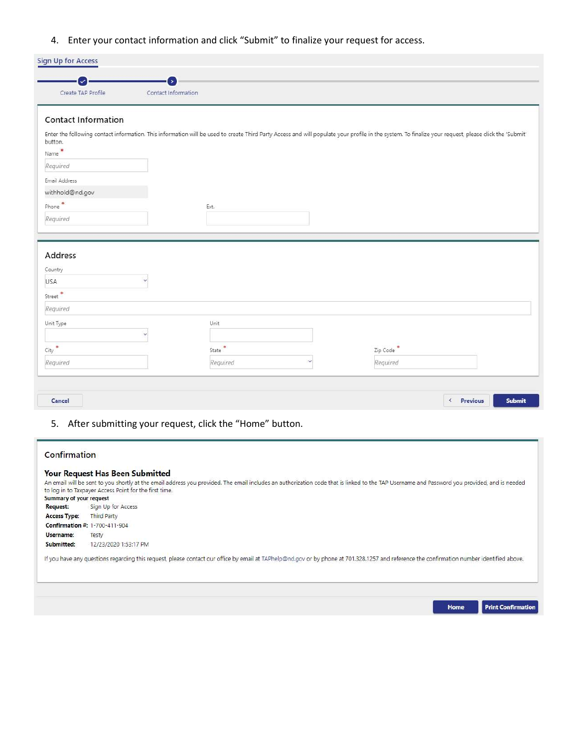4. Enter your contact information and click "Submit" to finalize your request for access.

Sign Up for Access

Create TAP Profile — Contact Information

## Contact Information

Enter the following contact information. This information will be used to create Third Party Access and will populate your profile in the system. To finalize your request, please click the 'Submit' button.

Name *

Required

Email Address

withhold@nd.gov

Phone *

Required

Ext.

## Address

Country

USA

Street *

Required

Unit Type

Unit

City *

Required

State *

Required

Zip Code *

Required

Cancel

Previous

Submit

5. After submitting your request, click the "Home" button.

## Confirmation

### Your Request Has Been Submitted

An email will be sent to you shortly at the email address you provided. The email includes an authorization code that is linked to the TAP Username and Password you provided, and is needed to log in to Taxpayer Access Point for the first time.

**Summary of your request**

| | |
|---|---|
| **Request:** | Sign Up for Access |
| **Access Type:** | Third Party |
| **Confirmation #:** | 1-700-411-904 |
| **Username:** | Testy |
| **Submitted:** | 12/23/2020 1:53:17 PM |

If you have any questions regarding this request, please contact our office by email at TAPhelp@nd.gov or by phone at 701.328.1257 and reference the confirmation number identified above.

Home

Print Confirmation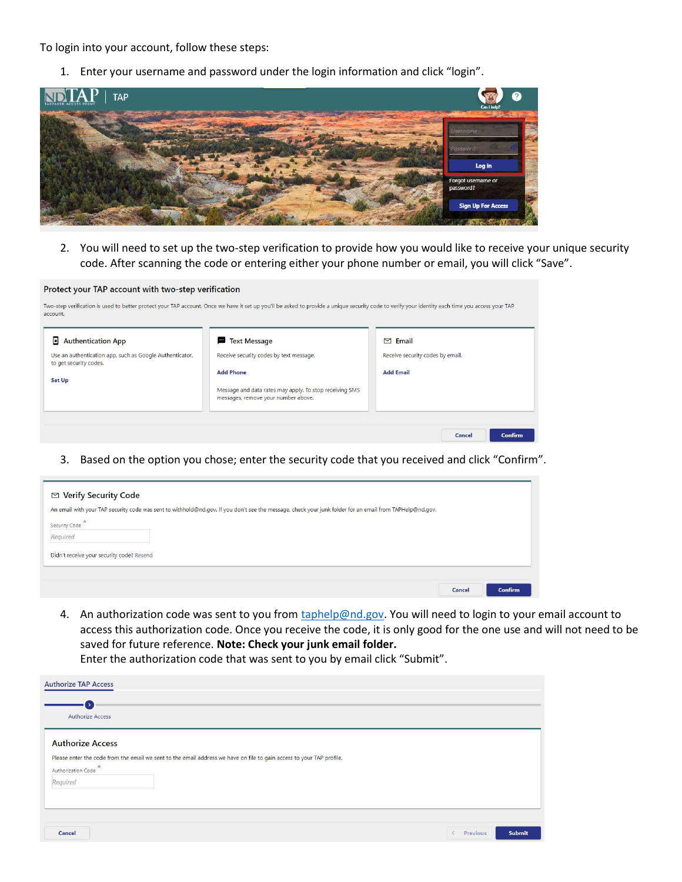To login into your account, follow these steps:

1. Enter your username and password under the login information and click "login".

2. You will need to set up the two-step verification to provide how you would like to receive your unique security code. After scanning the code or entering either your phone number or email, you will click "Save".

3. Based on the option you chose; enter the security code that you received and click "Confirm".

4. An authorization code was sent to you from taphelp@nd.gov. You will need to login to your email account to access this authorization code. Once you receive the code, it is only good for the one use and will not need to be saved for future reference. **Note: Check your junk email folder.**
   Enter the authorization code that was sent to you by email click "Submit".